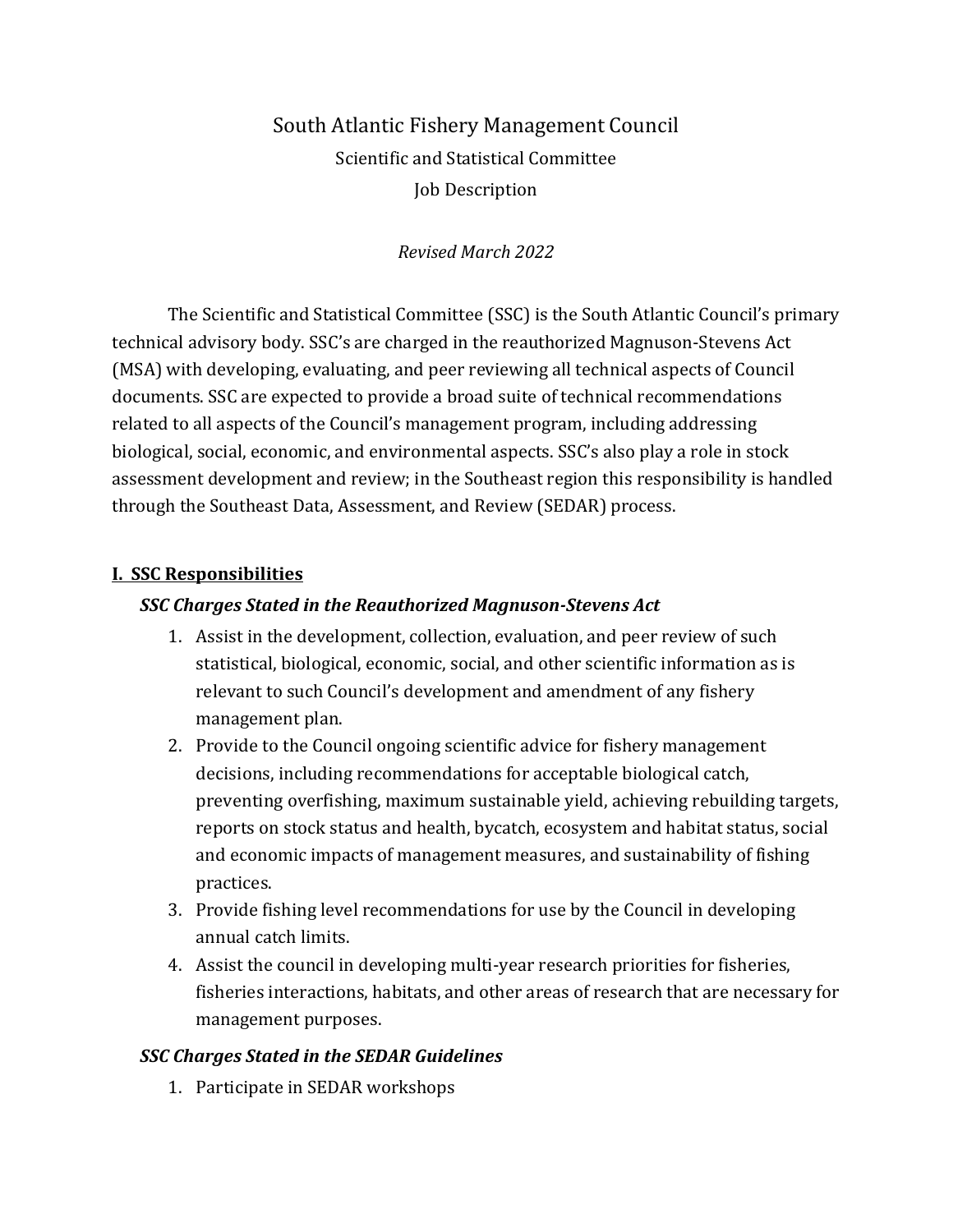# South Atlantic Fishery Management Council

## Scientific and Statistical Committee

## Job Description

*Revised March 2022*

The Scientific and Statistical Committee (SSC) is the South Atlantic Council's primary technical advisory body. SSC's are charged in the reauthorized Magnuson-Stevens Act (MSA) with developing, evaluating, and peer reviewing all technical aspects of Council documents. SSC are expected to provide a broad suite of technical recommendations related to all aspects of the Council's management program, including addressing biological, social, economic, and environmental aspects. SSC's also play a role in stock assessment development and review; in the Southeast region this responsibility is handled through the Southeast Data, Assessment, and Review (SEDAR) process.

## I. SSC Responsibilities

### *SSC Charges Stated in the Reauthorized Magnuson-Stevens Act*

1. Assist in the development, collection, evaluation, and peer review of such statistical, biological, economic, social, and other scientific information as is relevant to such Council's development and amendment of any fishery management plan.
2. Provide to the Council ongoing scientific advice for fishery management decisions, including recommendations for acceptable biological catch, preventing overfishing, maximum sustainable yield, achieving rebuilding targets, reports on stock status and health, bycatch, ecosystem and habitat status, social and economic impacts of management measures, and sustainability of fishing practices.
3. Provide fishing level recommendations for use by the Council in developing annual catch limits.
4. Assist the council in developing multi-year research priorities for fisheries, fisheries interactions, habitats, and other areas of research that are necessary for management purposes.

### *SSC Charges Stated in the SEDAR Guidelines*

1. Participate in SEDAR workshops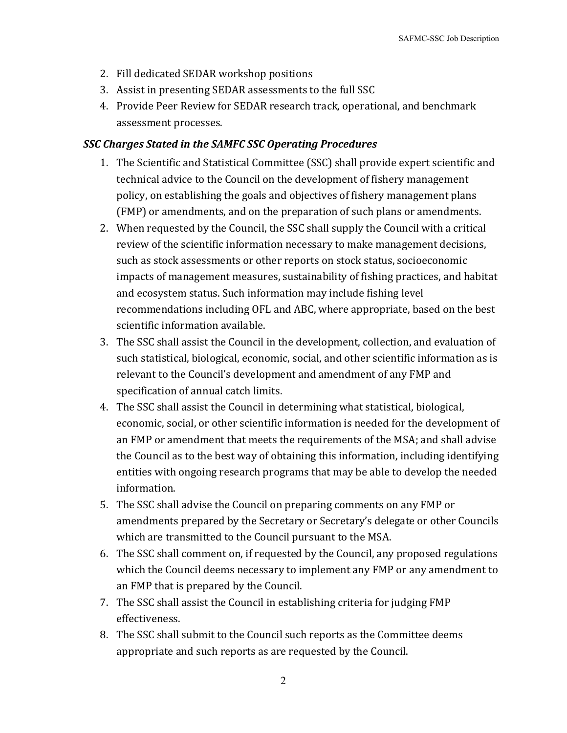2. Fill dedicated SEDAR workshop positions
3. Assist in presenting SEDAR assessments to the full SSC
4. Provide Peer Review for SEDAR research track, operational, and benchmark assessment processes.

### *SSC Charges Stated in the SAMFC SSC Operating Procedures*

1. The Scientific and Statistical Committee (SSC) shall provide expert scientific and technical advice to the Council on the development of fishery management policy, on establishing the goals and objectives of fishery management plans (FMP) or amendments, and on the preparation of such plans or amendments.
2. When requested by the Council, the SSC shall supply the Council with a critical review of the scientific information necessary to make management decisions, such as stock assessments or other reports on stock status, socioeconomic impacts of management measures, sustainability of fishing practices, and habitat and ecosystem status. Such information may include fishing level recommendations including OFL and ABC, where appropriate, based on the best scientific information available.
3. The SSC shall assist the Council in the development, collection, and evaluation of such statistical, biological, economic, social, and other scientific information as is relevant to the Council's development and amendment of any FMP and specification of annual catch limits.
4. The SSC shall assist the Council in determining what statistical, biological, economic, social, or other scientific information is needed for the development of an FMP or amendment that meets the requirements of the MSA; and shall advise the Council as to the best way of obtaining this information, including identifying entities with ongoing research programs that may be able to develop the needed information.
5. The SSC shall advise the Council on preparing comments on any FMP or amendments prepared by the Secretary or Secretary's delegate or other Councils which are transmitted to the Council pursuant to the MSA.
6. The SSC shall comment on, if requested by the Council, any proposed regulations which the Council deems necessary to implement any FMP or any amendment to an FMP that is prepared by the Council.
7. The SSC shall assist the Council in establishing criteria for judging FMP effectiveness.
8. The SSC shall submit to the Council such reports as the Committee deems appropriate and such reports as are requested by the Council.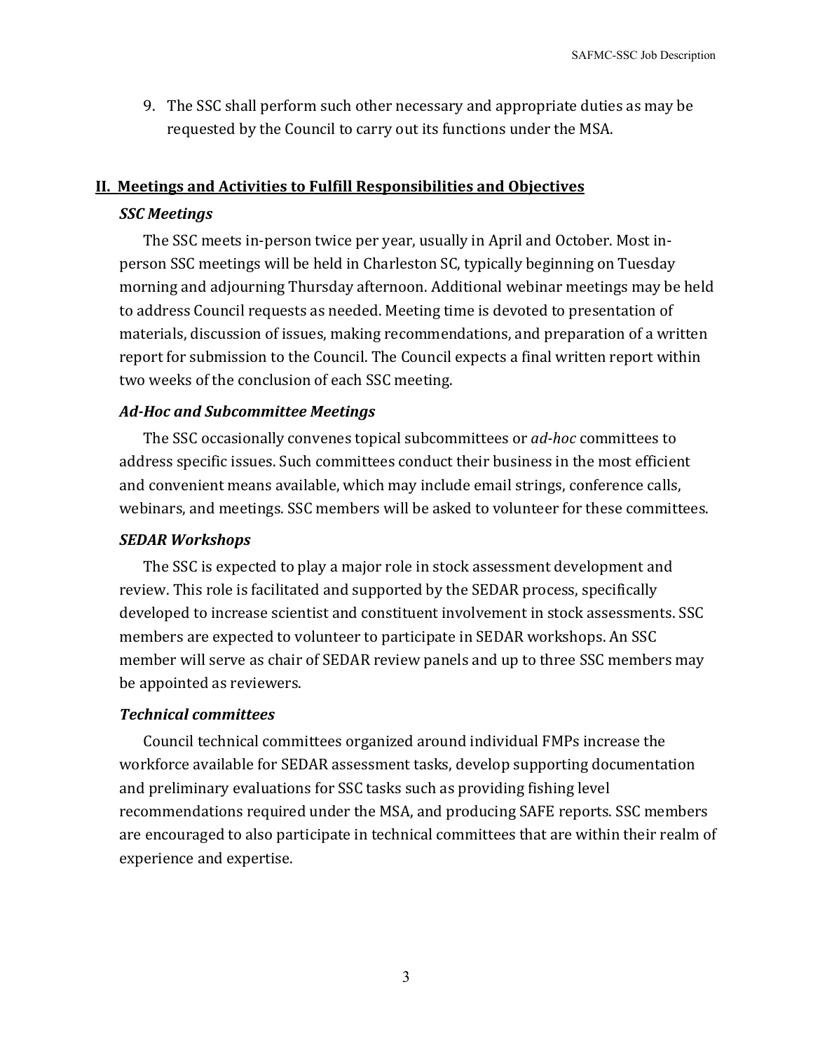9. The SSC shall perform such other necessary and appropriate duties as may be requested by the Council to carry out its functions under the MSA.

## II. Meetings and Activities to Fulfill Responsibilities and Objectives

### *SSC Meetings*

The SSC meets in-person twice per year, usually in April and October. Most in-person SSC meetings will be held in Charleston SC, typically beginning on Tuesday morning and adjourning Thursday afternoon. Additional webinar meetings may be held to address Council requests as needed. Meeting time is devoted to presentation of materials, discussion of issues, making recommendations, and preparation of a written report for submission to the Council. The Council expects a final written report within two weeks of the conclusion of each SSC meeting.

### *Ad-Hoc and Subcommittee Meetings*

The SSC occasionally convenes topical subcommittees or *ad-hoc* committees to address specific issues. Such committees conduct their business in the most efficient and convenient means available, which may include email strings, conference calls, webinars, and meetings. SSC members will be asked to volunteer for these committees.

### *SEDAR Workshops*

The SSC is expected to play a major role in stock assessment development and review. This role is facilitated and supported by the SEDAR process, specifically developed to increase scientist and constituent involvement in stock assessments. SSC members are expected to volunteer to participate in SEDAR workshops. An SSC member will serve as chair of SEDAR review panels and up to three SSC members may be appointed as reviewers.

### *Technical committees*

Council technical committees organized around individual FMPs increase the workforce available for SEDAR assessment tasks, develop supporting documentation and preliminary evaluations for SSC tasks such as providing fishing level recommendations required under the MSA, and producing SAFE reports. SSC members are encouraged to also participate in technical committees that are within their realm of experience and expertise.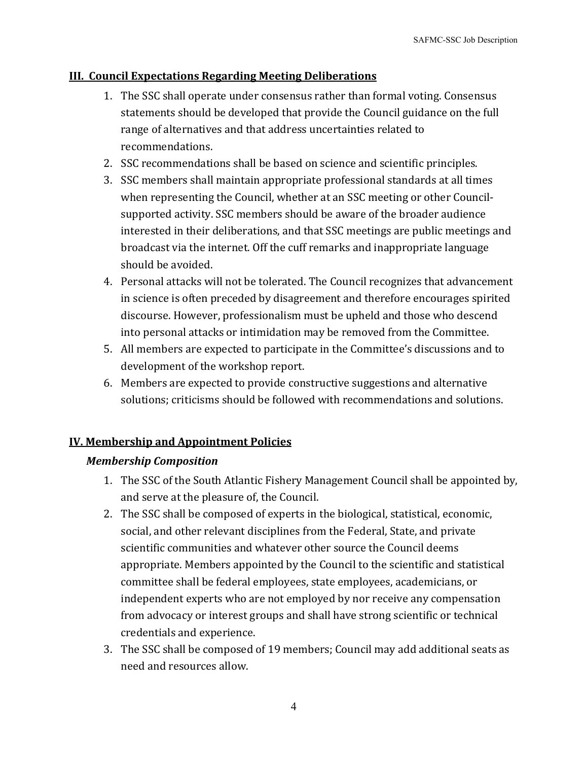## III. Council Expectations Regarding Meeting Deliberations

1. The SSC shall operate under consensus rather than formal voting. Consensus statements should be developed that provide the Council guidance on the full range of alternatives and that address uncertainties related to recommendations.
2. SSC recommendations shall be based on science and scientific principles.
3. SSC members shall maintain appropriate professional standards at all times when representing the Council, whether at an SSC meeting or other Council-supported activity. SSC members should be aware of the broader audience interested in their deliberations, and that SSC meetings are public meetings and broadcast via the internet. Off the cuff remarks and inappropriate language should be avoided.
4. Personal attacks will not be tolerated. The Council recognizes that advancement in science is often preceded by disagreement and therefore encourages spirited discourse. However, professionalism must be upheld and those who descend into personal attacks or intimidation may be removed from the Committee.
5. All members are expected to participate in the Committee's discussions and to development of the workshop report.
6. Members are expected to provide constructive suggestions and alternative solutions; criticisms should be followed with recommendations and solutions.

## IV. Membership and Appointment Policies

### *Membership Composition*

1. The SSC of the South Atlantic Fishery Management Council shall be appointed by, and serve at the pleasure of, the Council.
2. The SSC shall be composed of experts in the biological, statistical, economic, social, and other relevant disciplines from the Federal, State, and private scientific communities and whatever other source the Council deems appropriate. Members appointed by the Council to the scientific and statistical committee shall be federal employees, state employees, academicians, or independent experts who are not employed by nor receive any compensation from advocacy or interest groups and shall have strong scientific or technical credentials and experience.
3. The SSC shall be composed of 19 members; Council may add additional seats as need and resources allow.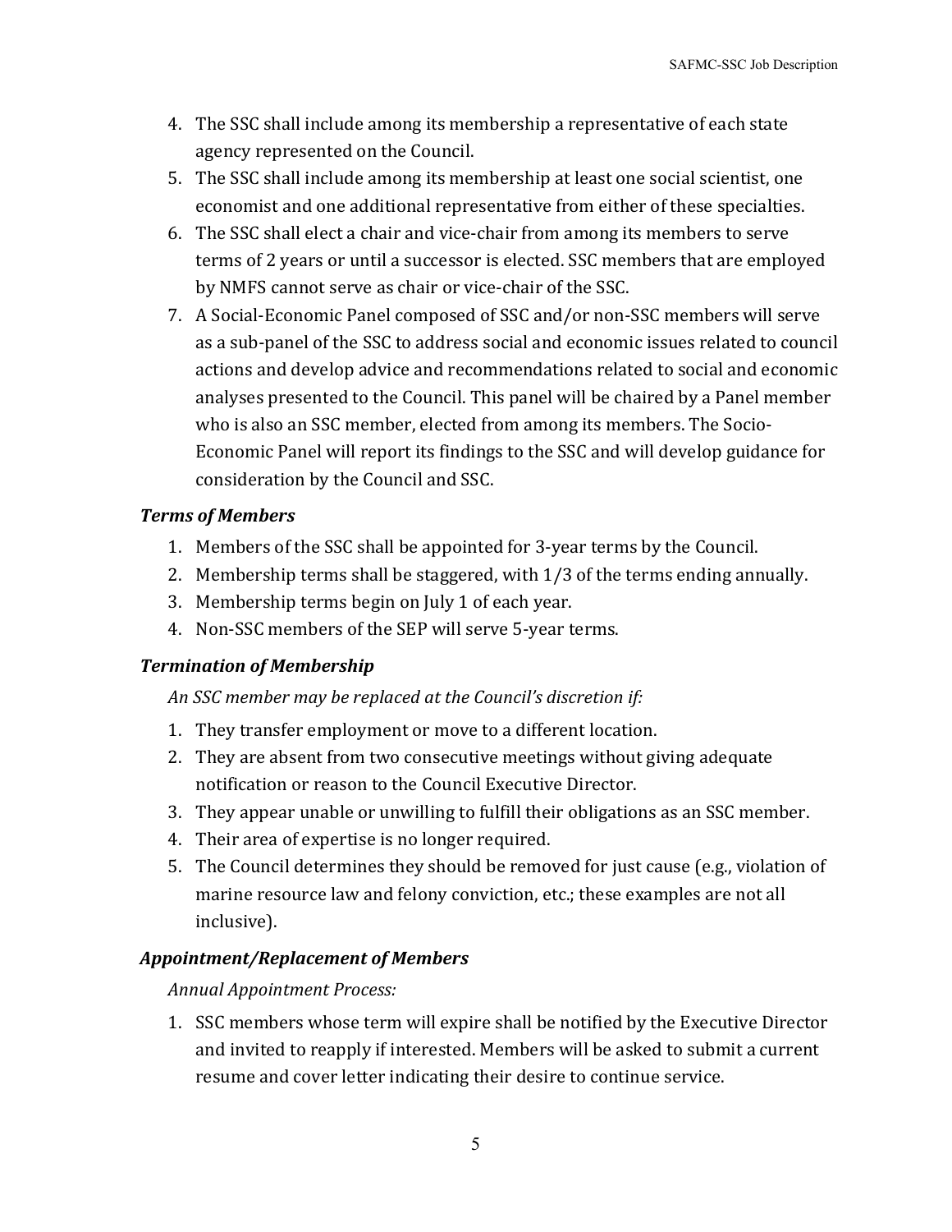4. The SSC shall include among its membership a representative of each state agency represented on the Council.
5. The SSC shall include among its membership at least one social scientist, one economist and one additional representative from either of these specialties.
6. The SSC shall elect a chair and vice-chair from among its members to serve terms of 2 years or until a successor is elected. SSC members that are employed by NMFS cannot serve as chair or vice-chair of the SSC.
7. A Social-Economic Panel composed of SSC and/or non-SSC members will serve as a sub-panel of the SSC to address social and economic issues related to council actions and develop advice and recommendations related to social and economic analyses presented to the Council. This panel will be chaired by a Panel member who is also an SSC member, elected from among its members. The Socio-Economic Panel will report its findings to the SSC and will develop guidance for consideration by the Council and SSC.

### *Terms of Members*

1. Members of the SSC shall be appointed for 3-year terms by the Council.
2. Membership terms shall be staggered, with 1/3 of the terms ending annually.
3. Membership terms begin on July 1 of each year.
4. Non-SSC members of the SEP will serve 5-year terms.

### *Termination of Membership*

*An SSC member may be replaced at the Council's discretion if:*

1. They transfer employment or move to a different location.
2. They are absent from two consecutive meetings without giving adequate notification or reason to the Council Executive Director.
3. They appear unable or unwilling to fulfill their obligations as an SSC member.
4. Their area of expertise is no longer required.
5. The Council determines they should be removed for just cause (e.g., violation of marine resource law and felony conviction, etc.; these examples are not all inclusive).

### *Appointment/Replacement of Members*

*Annual Appointment Process:*

1. SSC members whose term will expire shall be notified by the Executive Director and invited to reapply if interested. Members will be asked to submit a current resume and cover letter indicating their desire to continue service.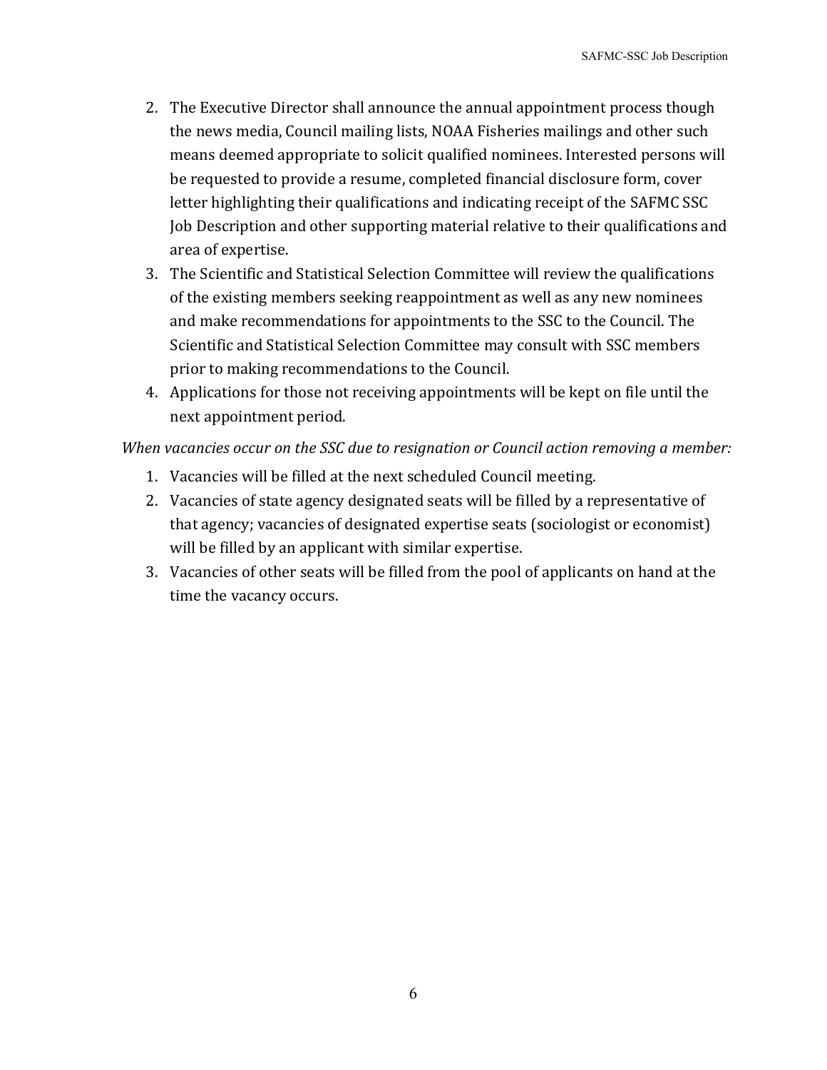2. The Executive Director shall announce the annual appointment process though the news media, Council mailing lists, NOAA Fisheries mailings and other such means deemed appropriate to solicit qualified nominees. Interested persons will be requested to provide a resume, completed financial disclosure form, cover letter highlighting their qualifications and indicating receipt of the SAFMC SSC Job Description and other supporting material relative to their qualifications and area of expertise.
3. The Scientific and Statistical Selection Committee will review the qualifications of the existing members seeking reappointment as well as any new nominees and make recommendations for appointments to the SSC to the Council. The Scientific and Statistical Selection Committee may consult with SSC members prior to making recommendations to the Council.
4. Applications for those not receiving appointments will be kept on file until the next appointment period.

*When vacancies occur on the SSC due to resignation or Council action removing a member:*

1. Vacancies will be filled at the next scheduled Council meeting.
2. Vacancies of state agency designated seats will be filled by a representative of that agency; vacancies of designated expertise seats (sociologist or economist) will be filled by an applicant with similar expertise.
3. Vacancies of other seats will be filled from the pool of applicants on hand at the time the vacancy occurs.